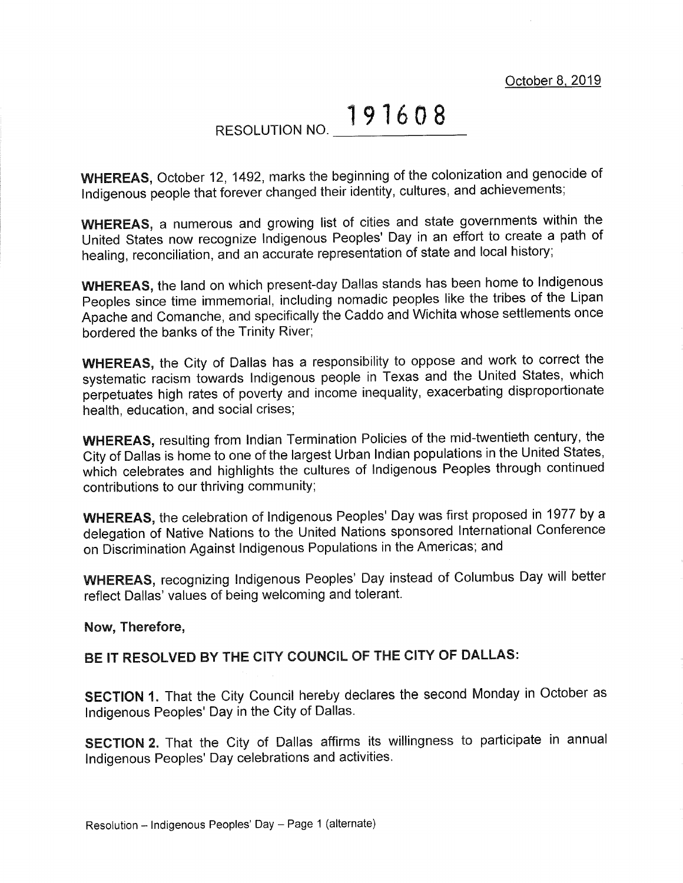October 8, 2019

# RESOLUTION NO. 191608

**WHEREAS,** October 12, 1492, marks the beginning of the colonization and genocide of Indigenous people that forever changed their identity, cultures, and achievements;

**WHEREAS,** a numerous and growing list of cities and state governments within the United States now recognize Indigenous Peoples' Day in an effort to create a path of healing, reconciliation, and an accurate representation of state and local history;

**WHEREAS,** the land on which present-day Dallas stands has been home to Indigenous Peoples since time immemorial, including nomadic peoples like the tribes of the Lipan Apache and Comanche, and specifically the Caddo and Wichita whose settlements once bordered the banks of the Trinity River;

**WHEREAS,** the City of Dallas has a responsibility to oppose and work to correct the systematic racism towards Indigenous people in Texas and the United States, which perpetuates high rates of poverty and income inequality, exacerbating disproportionate health, education, and social crises;

**WHEREAS,** resulting from Indian Termination Policies of the mid-twentieth century, the City of Dallas is home to one of the largest Urban Indian populations in the United States, which celebrates and highlights the cultures of Indigenous Peoples through continued contributions to our thriving community;

**WHEREAS,** the celebration of Indigenous Peoples' Day was first proposed in 1977 by a delegation of Native Nations to the United Nations sponsored International Conference on Discrimination Against Indigenous Populations in the Americas; and

**WHEREAS,** recognizing Indigenous Peoples' Day instead of Columbus Day will better reflect Dallas' values of being welcoming and tolerant.

**Now, Therefore,**

**BE IT RESOLVED BY THE CITY COUNCIL OF THE CITY OF DALLAS:**

**SECTION 1.** That the City Council hereby declares the second Monday in October as Indigenous Peoples' Day in the City of Dallas.

**SECTION 2.** That the City of Dallas affirms its willingness to participate in annual Indigenous Peoples' Day celebrations and activities.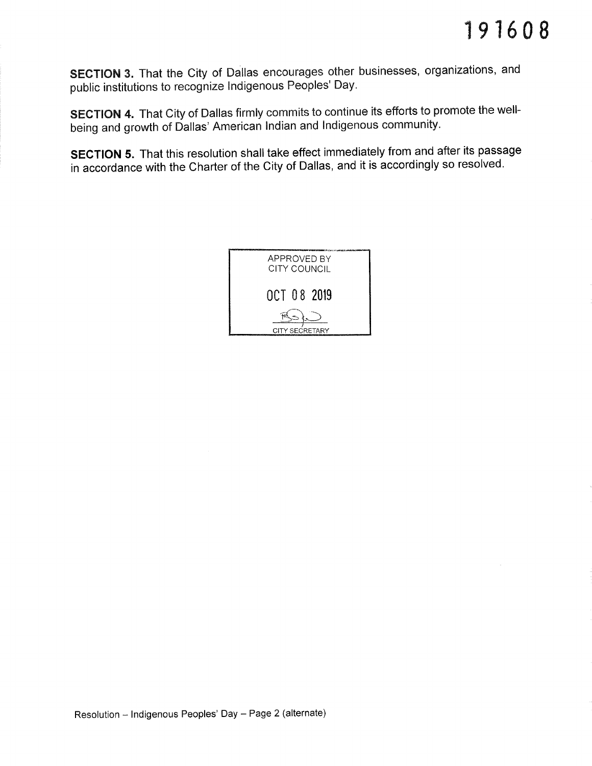191608

**SECTION 3.** That the City of Dallas encourages other businesses, organizations, and public institutions to recognize Indigenous Peoples' Day.

**SECTION 4.** That City of Dallas firmly commits to continue its efforts to promote the well-being and growth of Dallas' American Indian and Indigenous community.

**SECTION 5.** That this resolution shall take effect immediately from and after its passage in accordance with the Charter of the City of Dallas, and it is accordingly so resolved.

APPROVED BY
CITY COUNCIL

OCT 08 2019

CITY SECRETARY

Resolution – Indigenous Peoples' Day – Page 2 (alternate)